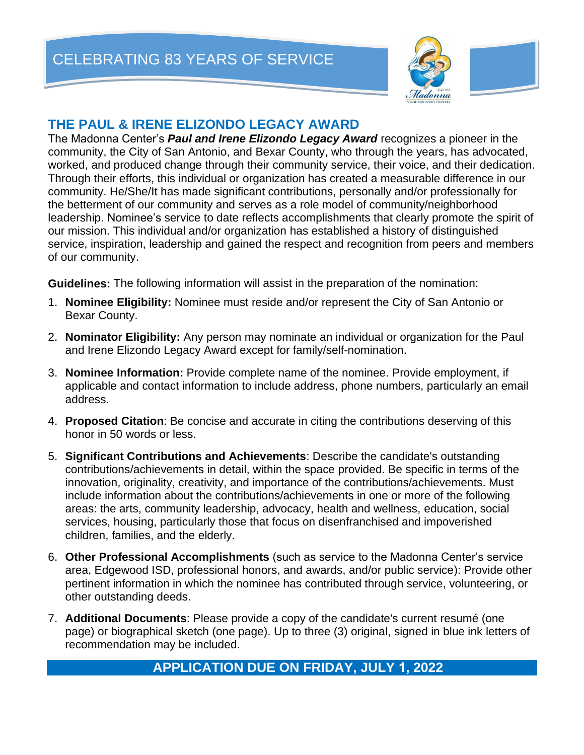# CELEBRATING 83 YEARS OF SERVICE

## THE PAUL & IRENE ELIZONDO LEGACY AWARD

The Madonna Center's ***Paul and Irene Elizondo Legacy Award*** recognizes a pioneer in the community, the City of San Antonio, and Bexar County, who through the years, has advocated, worked, and produced change through their community service, their voice, and their dedication. Through their efforts, this individual or organization has created a measurable difference in our community. He/She/It has made significant contributions, personally and/or professionally for the betterment of our community and serves as a role model of community/neighborhood leadership. Nominee's service to date reflects accomplishments that clearly promote the spirit of our mission. This individual and/or organization has established a history of distinguished service, inspiration, leadership and gained the respect and recognition from peers and members of our community.

**Guidelines:** The following information will assist in the preparation of the nomination:

1. **Nominee Eligibility:** Nominee must reside and/or represent the City of San Antonio or Bexar County.
2. **Nominator Eligibility:** Any person may nominate an individual or organization for the Paul and Irene Elizondo Legacy Award except for family/self-nomination.
3. **Nominee Information:** Provide complete name of the nominee. Provide employment, if applicable and contact information to include address, phone numbers, particularly an email address.
4. **Proposed Citation**: Be concise and accurate in citing the contributions deserving of this honor in 50 words or less.
5. **Significant Contributions and Achievements**: Describe the candidate's outstanding contributions/achievements in detail, within the space provided. Be specific in terms of the innovation, originality, creativity, and importance of the contributions/achievements. Must include information about the contributions/achievements in one or more of the following areas: the arts, community leadership, advocacy, health and wellness, education, social services, housing, particularly those that focus on disenfranchised and impoverished children, families, and the elderly.
6. **Other Professional Accomplishments** (such as service to the Madonna Center's service area, Edgewood ISD, professional honors, and awards, and/or public service): Provide other pertinent information in which the nominee has contributed through service, volunteering, or other outstanding deeds.
7. **Additional Documents**: Please provide a copy of the candidate's current resumé (one page) or biographical sketch (one page). Up to three (3) original, signed in blue ink letters of recommendation may be included.

**APPLICATION DUE ON FRIDAY, JULY 1, 2022**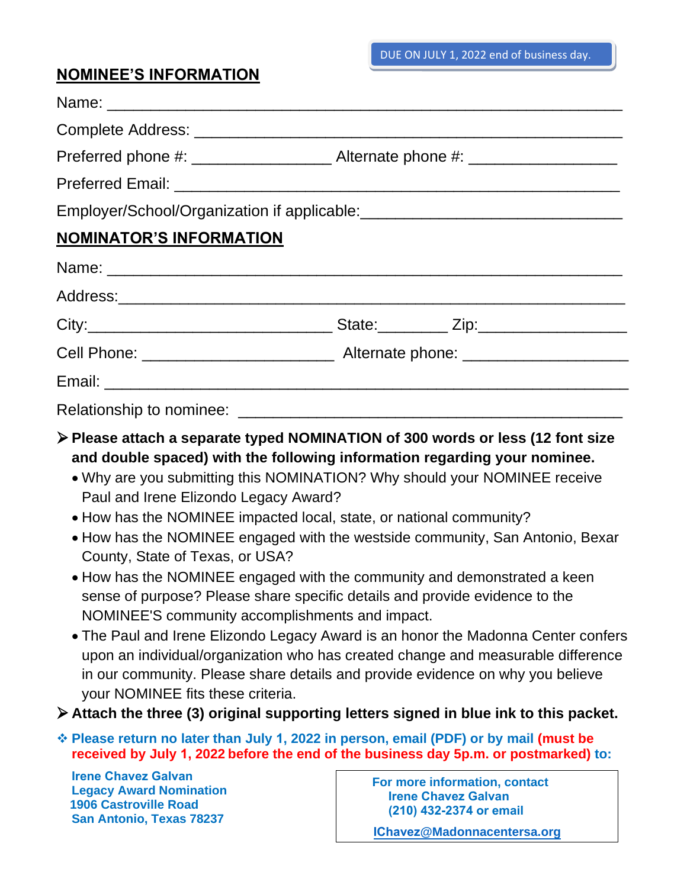DUE ON JULY 1, 2022 end of business day.

## NOMINEE'S INFORMATION

Name: ______________________________________________________

Complete Address: ______________________________________________

Preferred phone #: _______________ Alternate phone #: ________________

Preferred Email: ________________________________________________

Employer/School/Organization if applicable:_____________________________

## NOMINATOR'S INFORMATION

Name: ______________________________________________________

Address:_____________________________________________________

City:___________________________ State:________ Zip:________________

Cell Phone: _____________________ Alternate phone: __________________

Email: ______________________________________________________

Relationship to nominee: __________________________________________

- **Please attach a separate typed NOMINATION of 300 words or less (12 font size and double spaced) with the following information regarding your nominee.**
  - Why are you submitting this NOMINATION? Why should your NOMINEE receive Paul and Irene Elizondo Legacy Award?
  - How has the NOMINEE impacted local, state, or national community?
  - How has the NOMINEE engaged with the westside community, San Antonio, Bexar County, State of Texas, or USA?
  - How has the NOMINEE engaged with the community and demonstrated a keen sense of purpose? Please share specific details and provide evidence to the NOMINEE'S community accomplishments and impact.
  - The Paul and Irene Elizondo Legacy Award is an honor the Madonna Center confers upon an individual/organization who has created change and measurable difference in our community. Please share details and provide evidence on why you believe your NOMINEE fits these criteria.
- **Attach the three (3) original supporting letters signed in blue ink to this packet.**

- **Please return no later than July 1, 2022 in person, email (PDF) or by mail (must be received by July 1, 2022 before the end of the business day 5p.m. or postmarked) to:**

**Irene Chavez Galvan**
**Legacy Award Nomination**
**1906 Castroville Road**
**San Antonio, Texas 78237**

**For more information, contact**
**Irene Chavez Galvan**
**(210) 432-2374 or email**
**IChavez@Madonnacentersa.org**